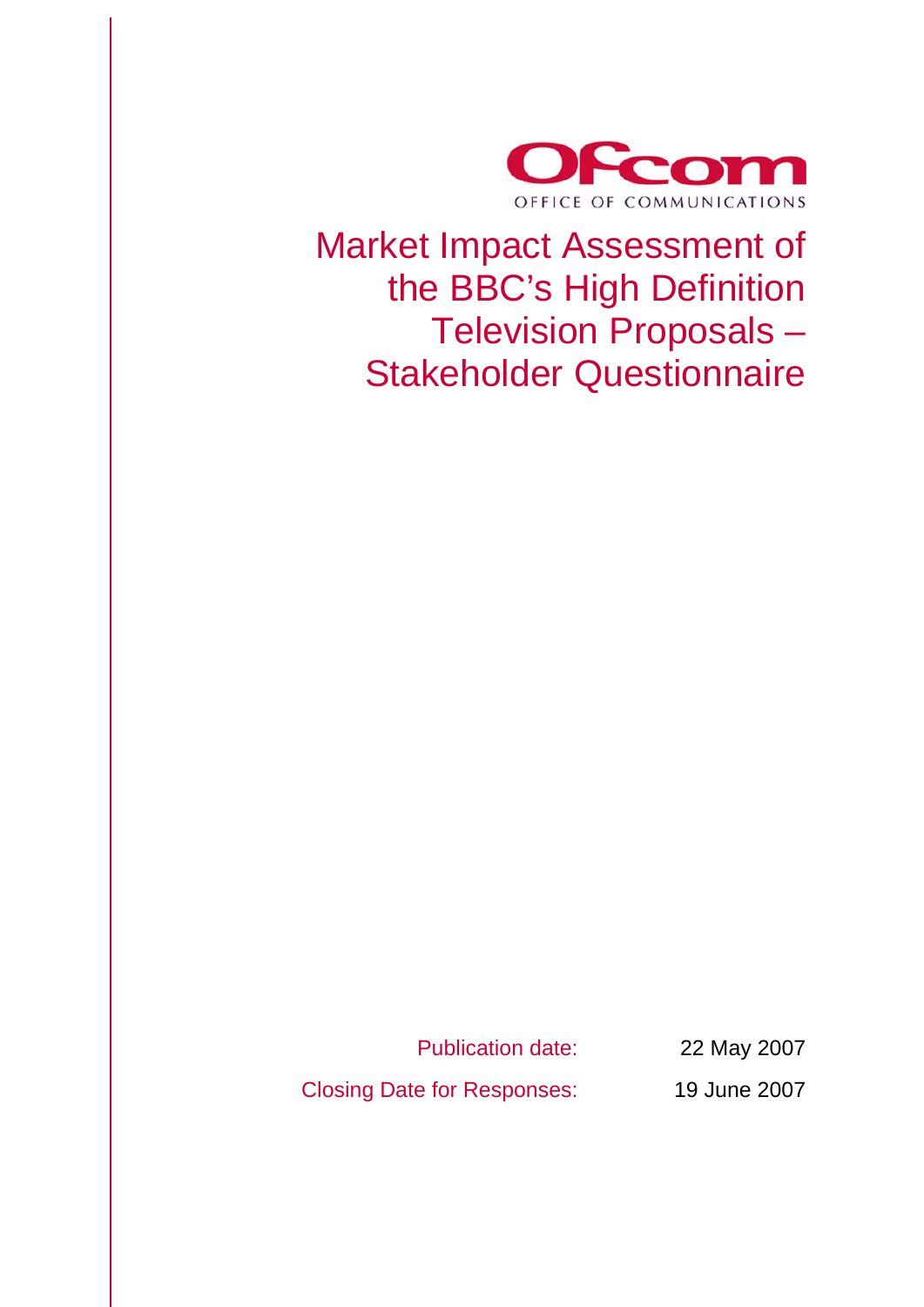Ofcom

OFFICE OF COMMUNICATIONS

# Market Impact Assessment of the BBC's High Definition Television Proposals – Stakeholder Questionnaire

Publication date: 22 May 2007

Closing Date for Responses: 19 June 2007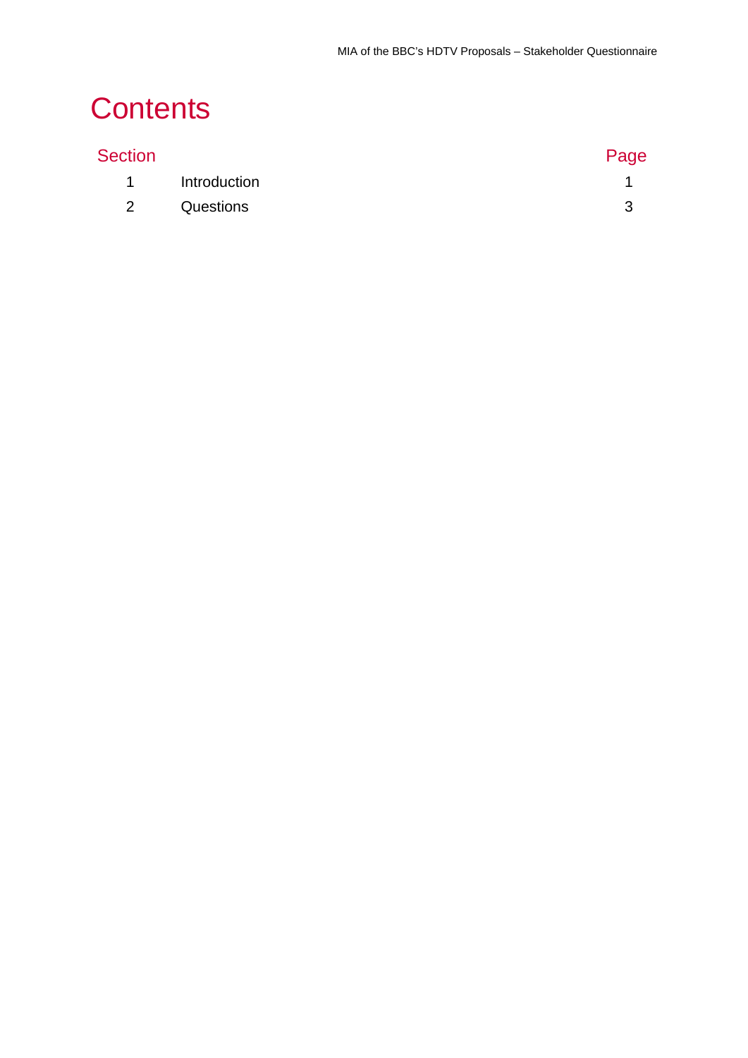# Contents

| Section | | Page |
| --- | --- | --- |
| 1 | Introduction | 1 |
| 2 | Questions | 3 |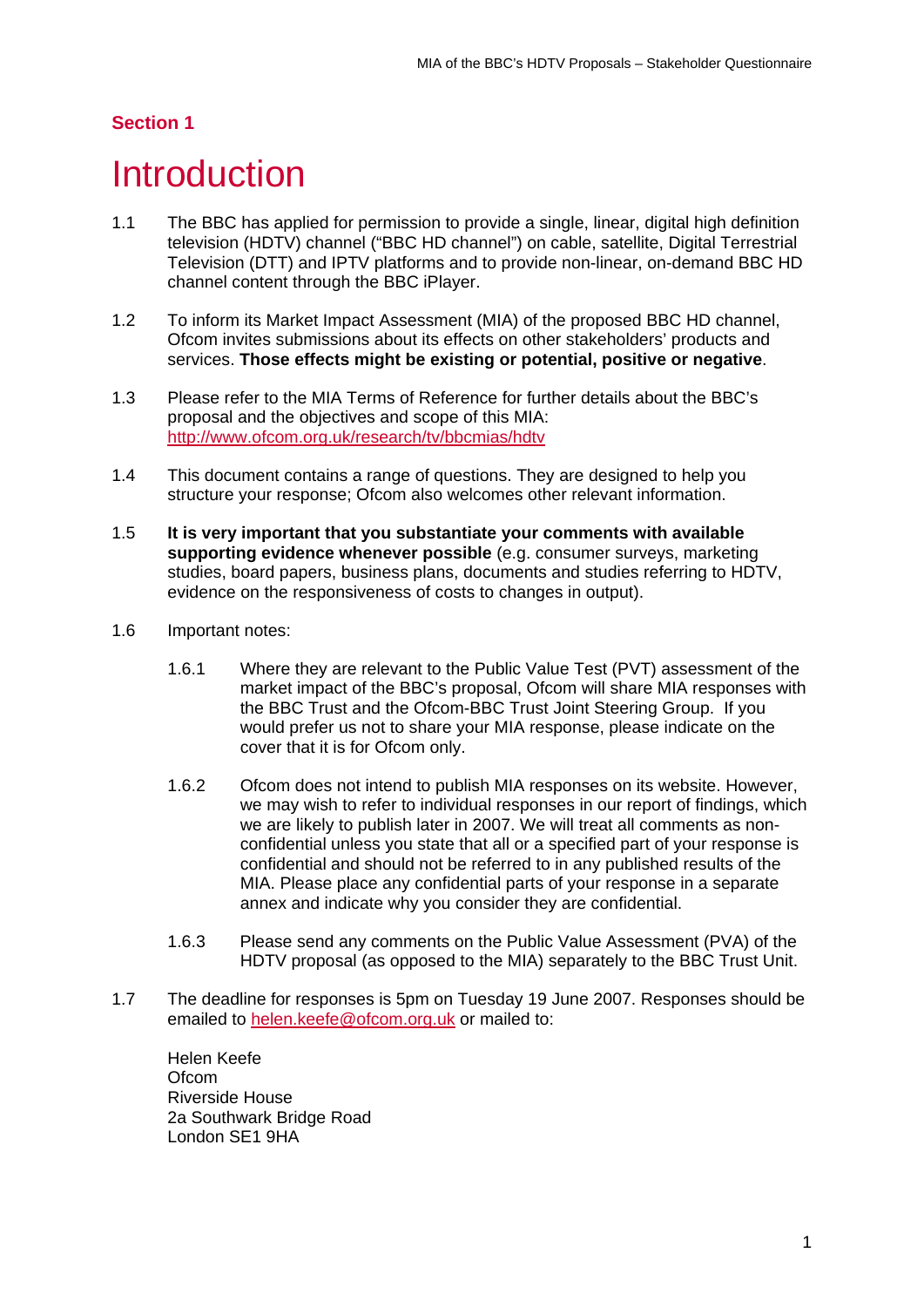## Section 1

# Introduction

1.1 The BBC has applied for permission to provide a single, linear, digital high definition television (HDTV) channel ("BBC HD channel") on cable, satellite, Digital Terrestrial Television (DTT) and IPTV platforms and to provide non-linear, on-demand BBC HD channel content through the BBC iPlayer.

1.2 To inform its Market Impact Assessment (MIA) of the proposed BBC HD channel, Ofcom invites submissions about its effects on other stakeholders' products and services. **Those effects might be existing or potential, positive or negative**.

1.3 Please refer to the MIA Terms of Reference for further details about the BBC's proposal and the objectives and scope of this MIA: http://www.ofcom.org.uk/research/tv/bbcmias/hdtv

1.4 This document contains a range of questions. They are designed to help you structure your response; Ofcom also welcomes other relevant information.

1.5 **It is very important that you substantiate your comments with available supporting evidence whenever possible** (e.g. consumer surveys, marketing studies, board papers, business plans, documents and studies referring to HDTV, evidence on the responsiveness of costs to changes in output).

1.6 Important notes:

1.6.1 Where they are relevant to the Public Value Test (PVT) assessment of the market impact of the BBC's proposal, Ofcom will share MIA responses with the BBC Trust and the Ofcom-BBC Trust Joint Steering Group. If you would prefer us not to share your MIA response, please indicate on the cover that it is for Ofcom only.

1.6.2 Ofcom does not intend to publish MIA responses on its website. However, we may wish to refer to individual responses in our report of findings, which we are likely to publish later in 2007. We will treat all comments as non-confidential unless you state that all or a specified part of your response is confidential and should not be referred to in any published results of the MIA. Please place any confidential parts of your response in a separate annex and indicate why you consider they are confidential.

1.6.3 Please send any comments on the Public Value Assessment (PVA) of the HDTV proposal (as opposed to the MIA) separately to the BBC Trust Unit.

1.7 The deadline for responses is 5pm on Tuesday 19 June 2007. Responses should be emailed to helen.keefe@ofcom.org.uk or mailed to:

Helen Keefe
Ofcom
Riverside House
2a Southwark Bridge Road
London SE1 9HA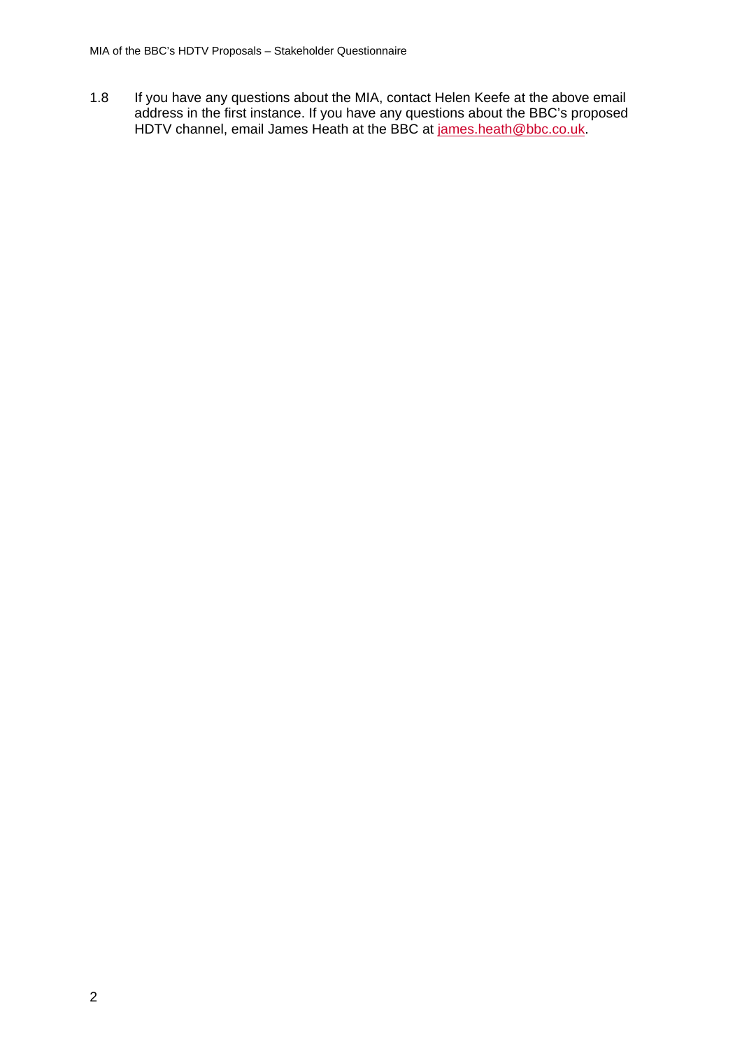1.8 If you have any questions about the MIA, contact Helen Keefe at the above email address in the first instance. If you have any questions about the BBC's proposed HDTV channel, email James Heath at the BBC at james.heath@bbc.co.uk.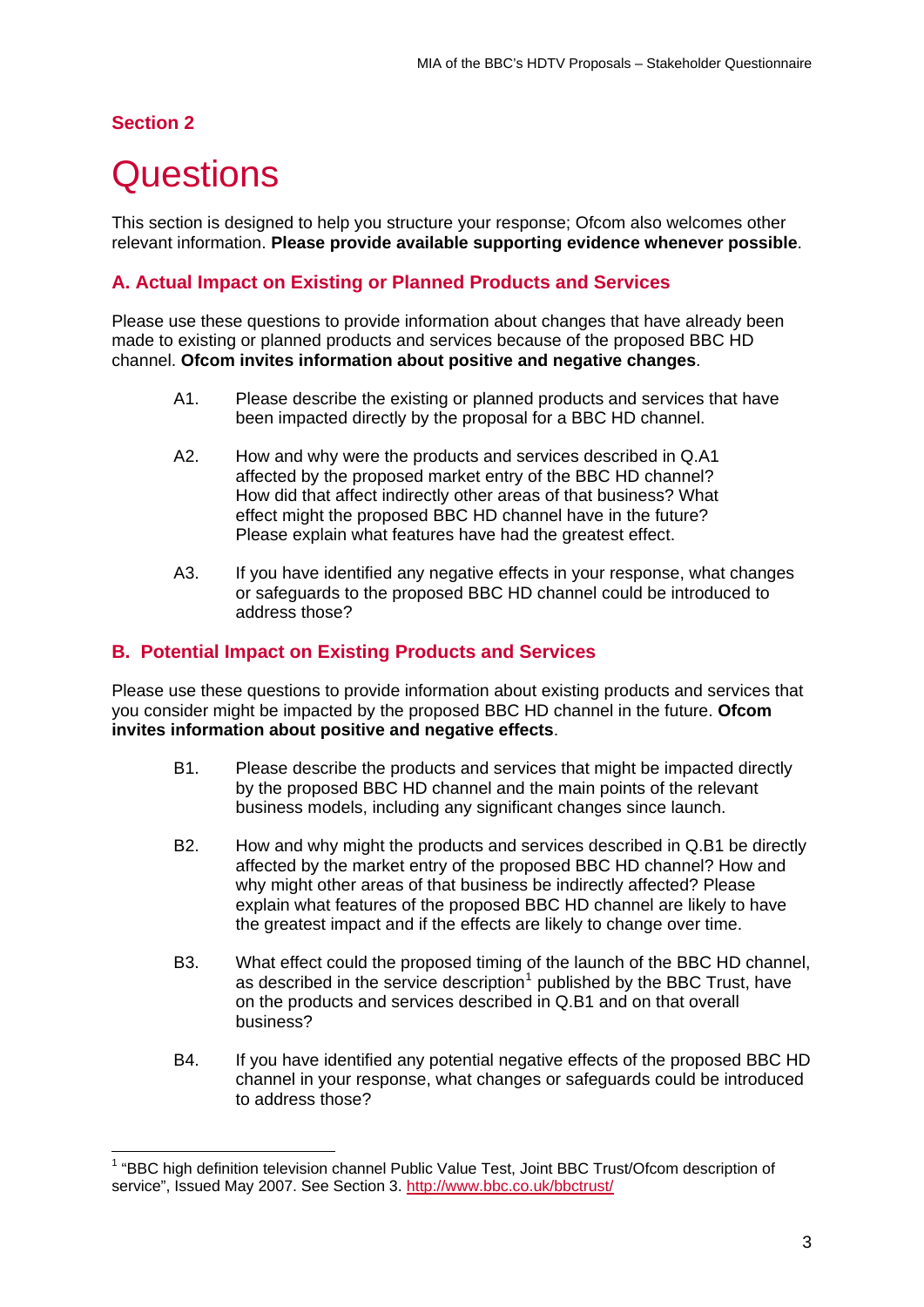**Section 2**

# Questions

This section is designed to help you structure your response; Ofcom also welcomes other relevant information. **Please provide available supporting evidence whenever possible**.

## A. Actual Impact on Existing or Planned Products and Services

Please use these questions to provide information about changes that have already been made to existing or planned products and services because of the proposed BBC HD channel. **Ofcom invites information about positive and negative changes**.

A1. Please describe the existing or planned products and services that have been impacted directly by the proposal for a BBC HD channel.

A2. How and why were the products and services described in Q.A1 affected by the proposed market entry of the BBC HD channel? How did that affect indirectly other areas of that business? What effect might the proposed BBC HD channel have in the future? Please explain what features have had the greatest effect.

A3. If you have identified any negative effects in your response, what changes or safeguards to the proposed BBC HD channel could be introduced to address those?

## B. Potential Impact on Existing Products and Services

Please use these questions to provide information about existing products and services that you consider might be impacted by the proposed BBC HD channel in the future. **Ofcom invites information about positive and negative effects**.

B1. Please describe the products and services that might be impacted directly by the proposed BBC HD channel and the main points of the relevant business models, including any significant changes since launch.

B2. How and why might the products and services described in Q.B1 be directly affected by the market entry of the proposed BBC HD channel? How and why might other areas of that business be indirectly affected? Please explain what features of the proposed BBC HD channel are likely to have the greatest impact and if the effects are likely to change over time.

B3. What effect could the proposed timing of the launch of the BBC HD channel, as described in the service description[1] published by the BBC Trust, have on the products and services described in Q.B1 and on that overall business?

B4. If you have identified any potential negative effects of the proposed BBC HD channel in your response, what changes or safeguards could be introduced to address those?

[1] "BBC high definition television channel Public Value Test, Joint BBC Trust/Ofcom description of service", Issued May 2007. See Section 3. http://www.bbc.co.uk/bbctrust/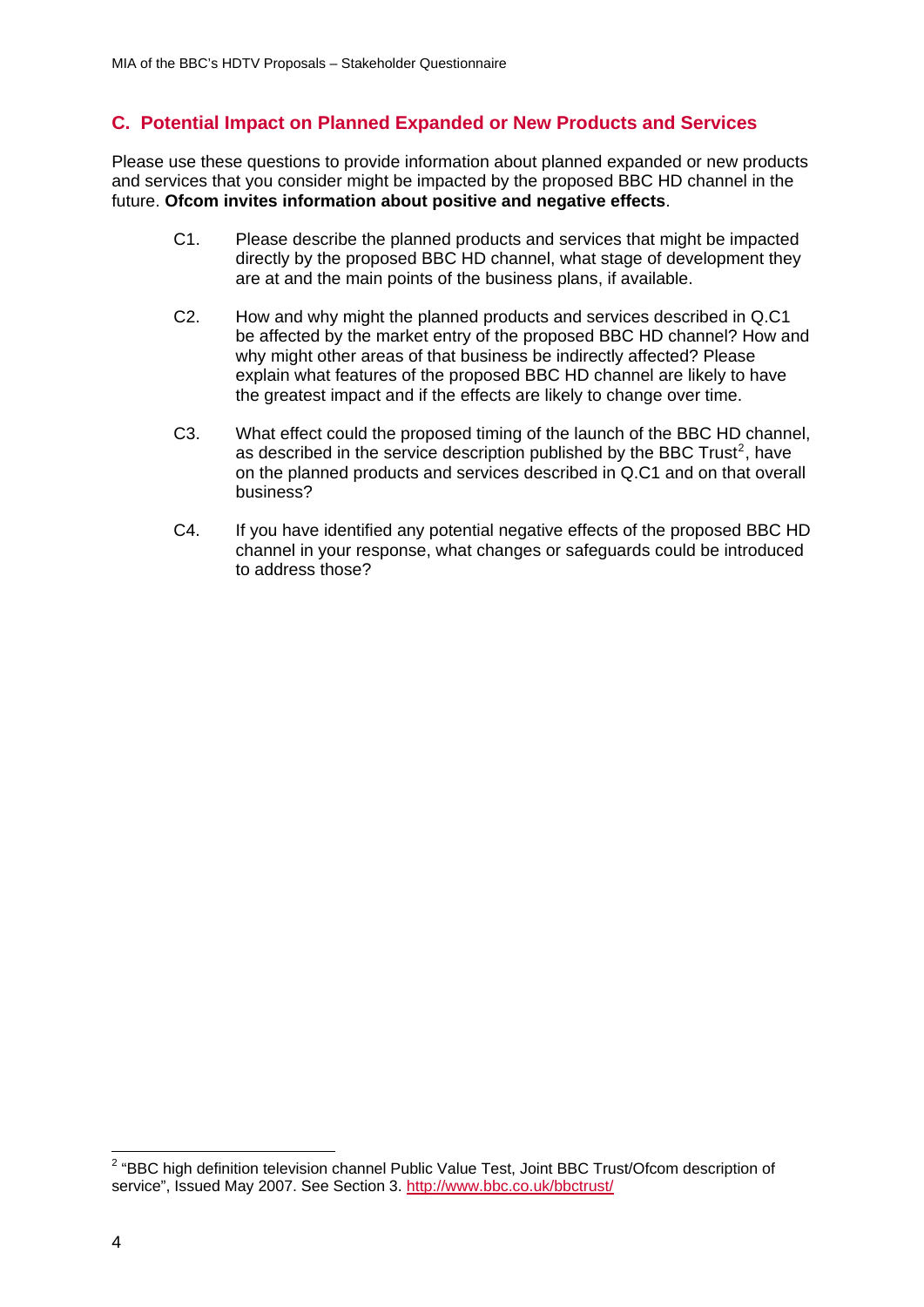## C. Potential Impact on Planned Expanded or New Products and Services

Please use these questions to provide information about planned expanded or new products and services that you consider might be impacted by the proposed BBC HD channel in the future. **Ofcom invites information about positive and negative effects**.

C1. Please describe the planned products and services that might be impacted directly by the proposed BBC HD channel, what stage of development they are at and the main points of the business plans, if available.

C2. How and why might the planned products and services described in Q.C1 be affected by the market entry of the proposed BBC HD channel? How and why might other areas of that business be indirectly affected? Please explain what features of the proposed BBC HD channel are likely to have the greatest impact and if the effects are likely to change over time.

C3. What effect could the proposed timing of the launch of the BBC HD channel, as described in the service description published by the BBC Trust[2], have on the planned products and services described in Q.C1 and on that overall business?

C4. If you have identified any potential negative effects of the proposed BBC HD channel in your response, what changes or safeguards could be introduced to address those?

[2] "BBC high definition television channel Public Value Test, Joint BBC Trust/Ofcom description of service", Issued May 2007. See Section 3. http://www.bbc.co.uk/bbctrust/